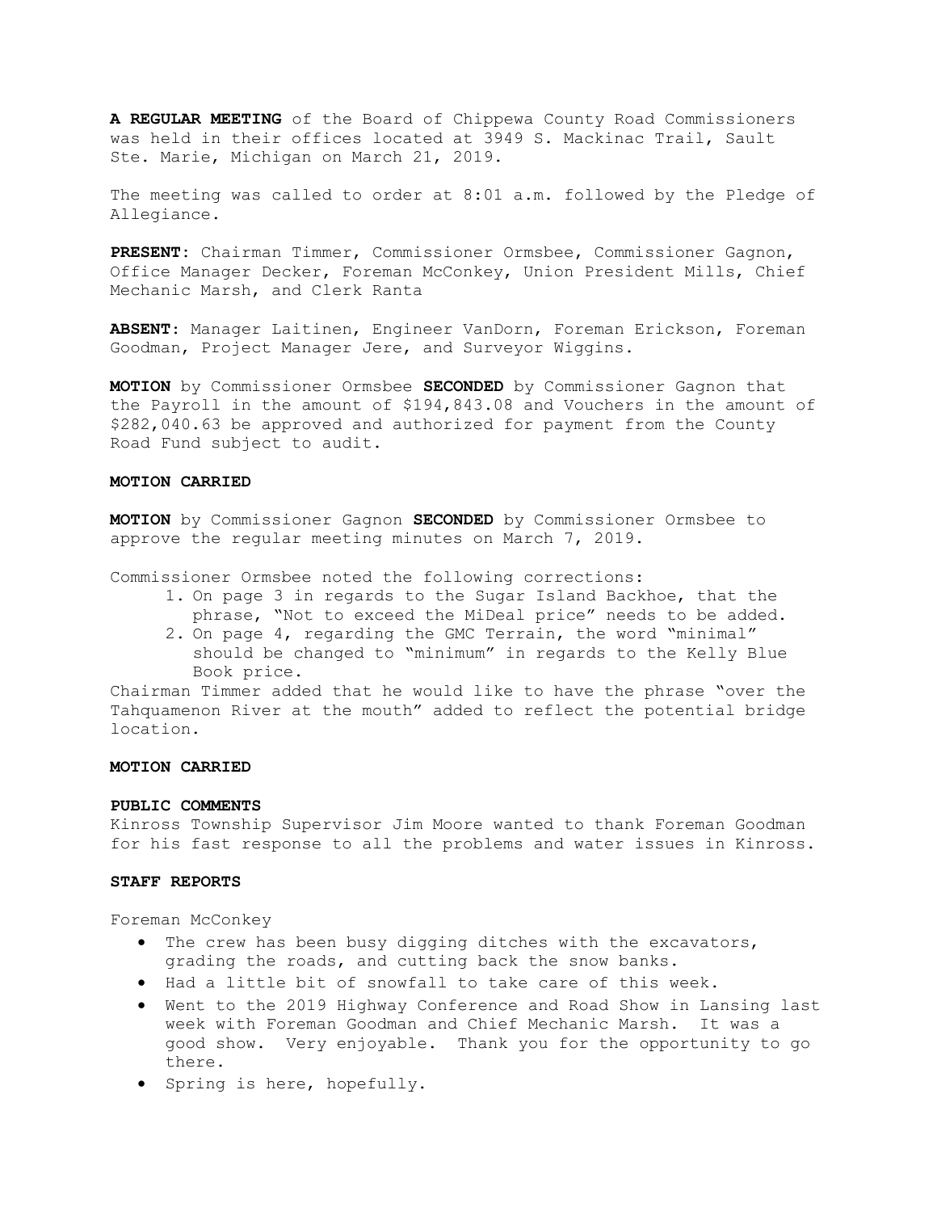**A REGULAR MEETING** of the Board of Chippewa County Road Commissioners was held in their offices located at 3949 S. Mackinac Trail, Sault Ste. Marie, Michigan on March 21, 2019.

The meeting was called to order at 8:01 a.m. followed by the Pledge of Allegiance.

**PRESENT**: Chairman Timmer, Commissioner Ormsbee, Commissioner Gagnon, Office Manager Decker, Foreman McConkey, Union President Mills, Chief Mechanic Marsh, and Clerk Ranta

**ABSENT**: Manager Laitinen, Engineer VanDorn, Foreman Erickson, Foreman Goodman, Project Manager Jere, and Surveyor Wiggins.

**MOTION** by Commissioner Ormsbee **SECONDED** by Commissioner Gagnon that the Payroll in the amount of $194,843.08 and Vouchers in the amount of $282,040.63 be approved and authorized for payment from the County Road Fund subject to audit.

**MOTION CARRIED**

**MOTION** by Commissioner Gagnon **SECONDED** by Commissioner Ormsbee to approve the regular meeting minutes on March 7, 2019.

Commissioner Ormsbee noted the following corrections:

1. On page 3 in regards to the Sugar Island Backhoe, that the phrase, "Not to exceed the MiDeal price" needs to be added.
2. On page 4, regarding the GMC Terrain, the word "minimal" should be changed to "minimum" in regards to the Kelly Blue Book price.

Chairman Timmer added that he would like to have the phrase "over the Tahquamenon River at the mouth" added to reflect the potential bridge location.

**MOTION CARRIED**

**PUBLIC COMMENTS**

Kinross Township Supervisor Jim Moore wanted to thank Foreman Goodman for his fast response to all the problems and water issues in Kinross.

**STAFF REPORTS**

Foreman McConkey

- The crew has been busy digging ditches with the excavators, grading the roads, and cutting back the snow banks.
- Had a little bit of snowfall to take care of this week.
- Went to the 2019 Highway Conference and Road Show in Lansing last week with Foreman Goodman and Chief Mechanic Marsh. It was a good show. Very enjoyable. Thank you for the opportunity to go there.
- Spring is here, hopefully.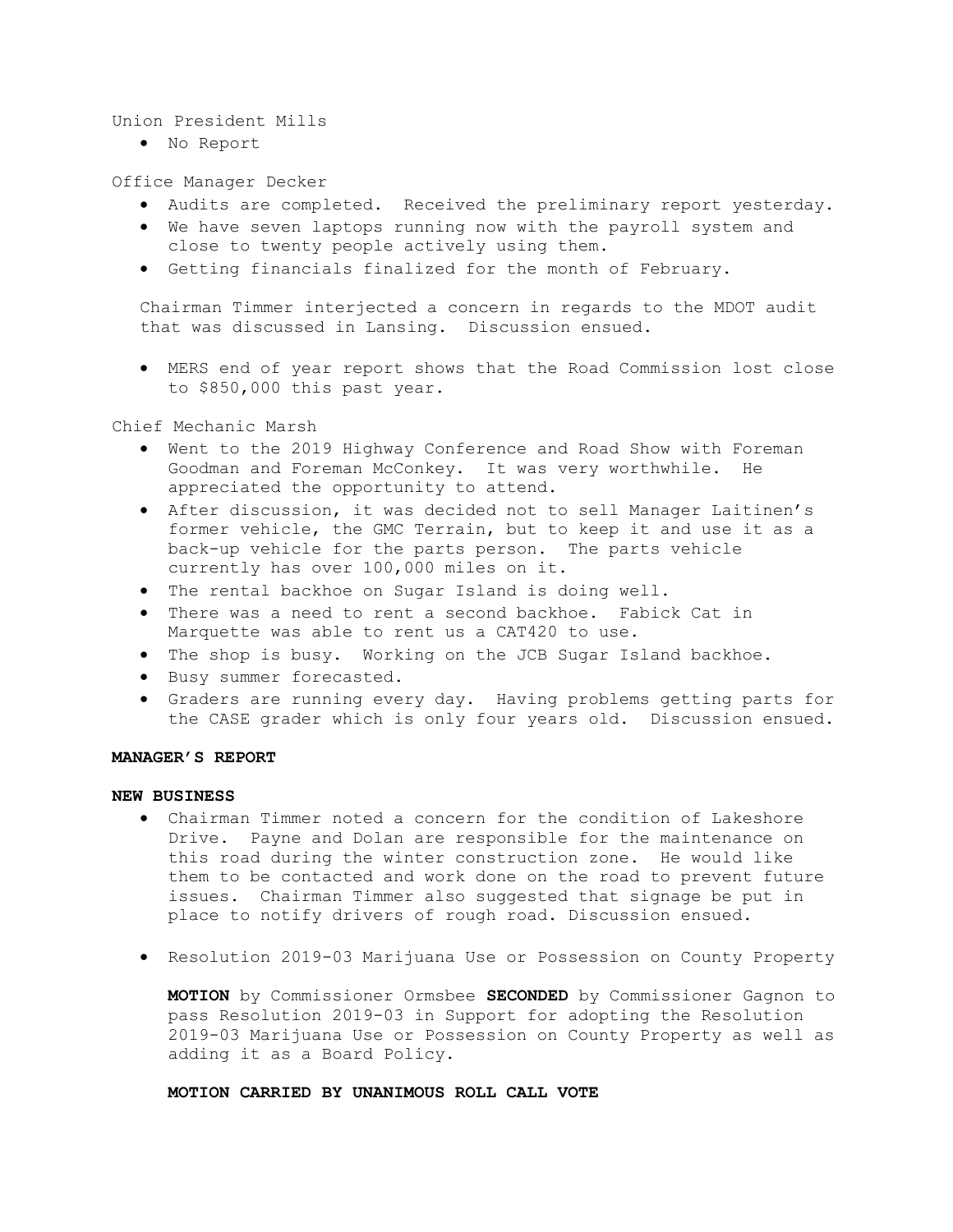Union President Mills

- No Report

Office Manager Decker

- Audits are completed. Received the preliminary report yesterday.
- We have seven laptops running now with the payroll system and close to twenty people actively using them.
- Getting financials finalized for the month of February.

Chairman Timmer interjected a concern in regards to the MDOT audit that was discussed in Lansing. Discussion ensued.

- MERS end of year report shows that the Road Commission lost close to $850,000 this past year.

Chief Mechanic Marsh

- Went to the 2019 Highway Conference and Road Show with Foreman Goodman and Foreman McConkey. It was very worthwhile. He appreciated the opportunity to attend.
- After discussion, it was decided not to sell Manager Laitinen's former vehicle, the GMC Terrain, but to keep it and use it as a back-up vehicle for the parts person. The parts vehicle currently has over 100,000 miles on it.
- The rental backhoe on Sugar Island is doing well.
- There was a need to rent a second backhoe. Fabick Cat in Marquette was able to rent us a CAT420 to use.
- The shop is busy. Working on the JCB Sugar Island backhoe.
- Busy summer forecasted.
- Graders are running every day. Having problems getting parts for the CASE grader which is only four years old. Discussion ensued.

**MANAGER'S REPORT**

**NEW BUSINESS**

- Chairman Timmer noted a concern for the condition of Lakeshore Drive. Payne and Dolan are responsible for the maintenance on this road during the winter construction zone. He would like them to be contacted and work done on the road to prevent future issues. Chairman Timmer also suggested that signage be put in place to notify drivers of rough road. Discussion ensued.

- Resolution 2019-03 Marijuana Use or Possession on County Property

  **MOTION** by Commissioner Ormsbee **SECONDED** by Commissioner Gagnon to pass Resolution 2019-03 in Support for adopting the Resolution 2019-03 Marijuana Use or Possession on County Property as well as adding it as a Board Policy.

  **MOTION CARRIED BY UNANIMOUS ROLL CALL VOTE**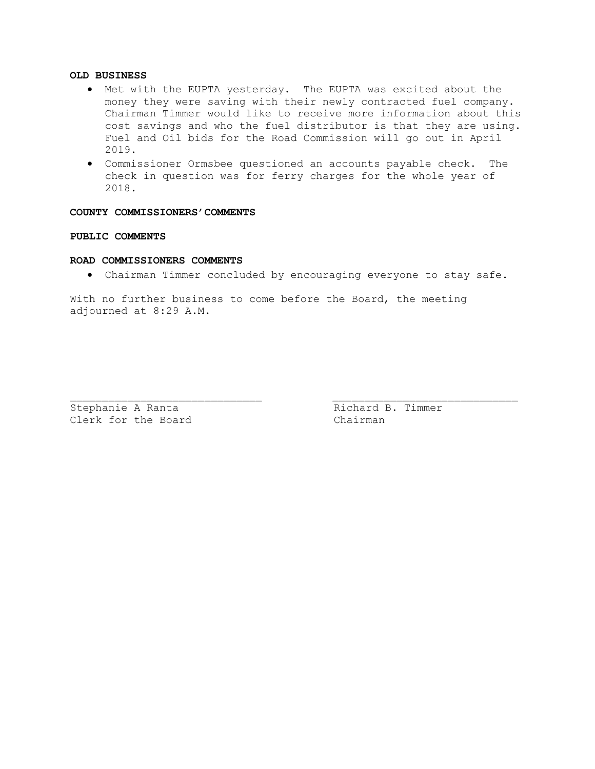**OLD BUSINESS**

- Met with the EUPTA yesterday. The EUPTA was excited about the money they were saving with their newly contracted fuel company. Chairman Timmer would like to receive more information about this cost savings and who the fuel distributor is that they are using. Fuel and Oil bids for the Road Commission will go out in April 2019.
- Commissioner Ormsbee questioned an accounts payable check. The check in question was for ferry charges for the whole year of 2018.

**COUNTY COMMISSIONERS'COMMENTS**

**PUBLIC COMMENTS**

**ROAD COMMISSIONERS COMMENTS**

- Chairman Timmer concluded by encouraging everyone to stay safe.

With no further business to come before the Board, the meeting adjourned at 8:29 A.M.

______________________________

Stephanie A Ranta
Clerk for the Board

______________________________

Richard B. Timmer
Chairman